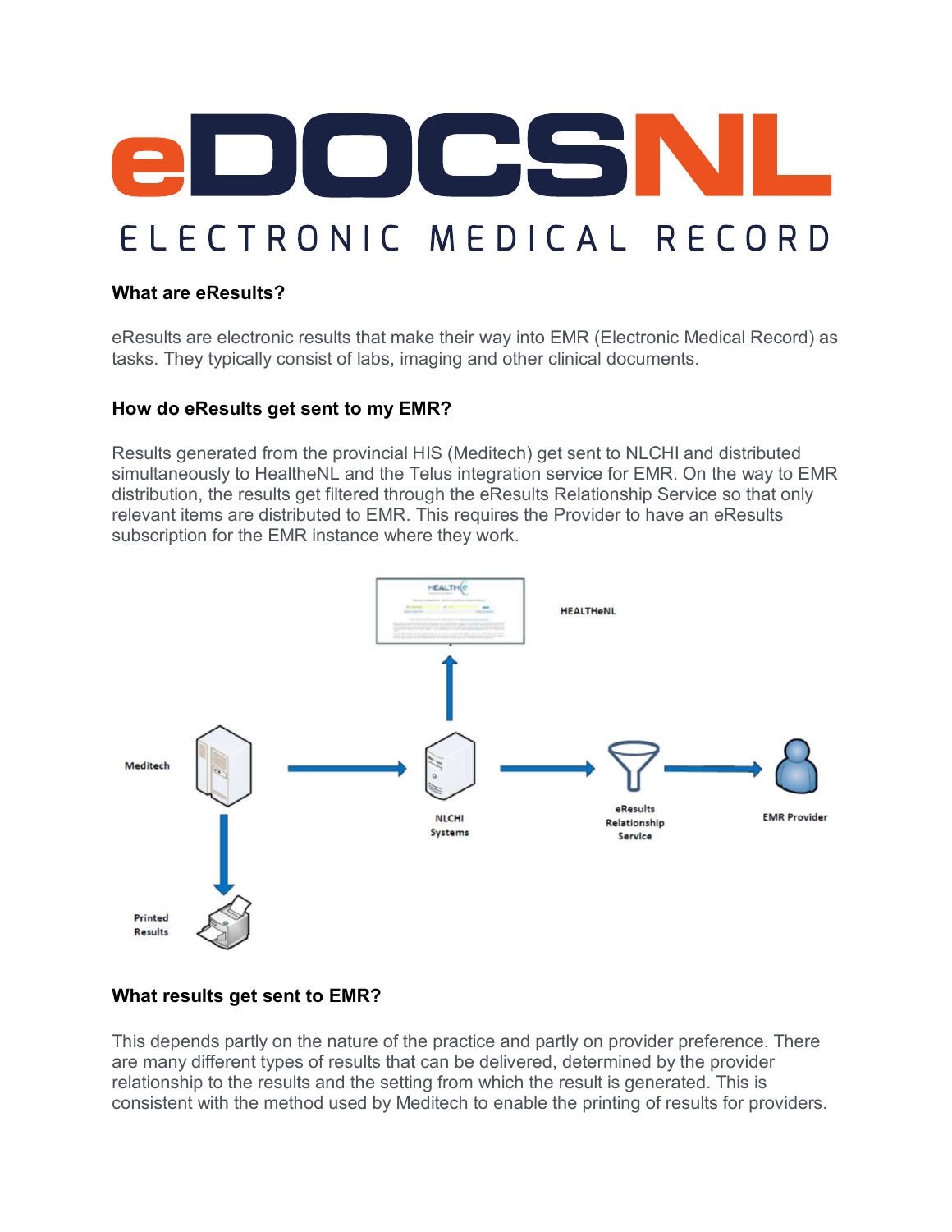# eDOCSNL

ELECTRONIC MEDICAL RECORD

### What are eResults?

eResults are electronic results that make their way into EMR (Electronic Medical Record) as tasks. They typically consist of labs, imaging and other clinical documents.

### How do eResults get sent to my EMR?

Results generated from the provincial HIS (Meditech) get sent to NLCHI and distributed simultaneously to HealtheNL and the Telus integration service for EMR. On the way to EMR distribution, the results get filtered through the eResults Relationship Service so that only relevant items are distributed to EMR. This requires the Provider to have an eResults subscription for the EMR instance where they work.

HEALTHeNL

Meditech

NLCHI Systems

eResults Relationship Service

EMR Provider

Printed Results

### What results get sent to EMR?

This depends partly on the nature of the practice and partly on provider preference. There are many different types of results that can be delivered, determined by the provider relationship to the results and the setting from which the result is generated. This is consistent with the method used by Meditech to enable the printing of results for providers.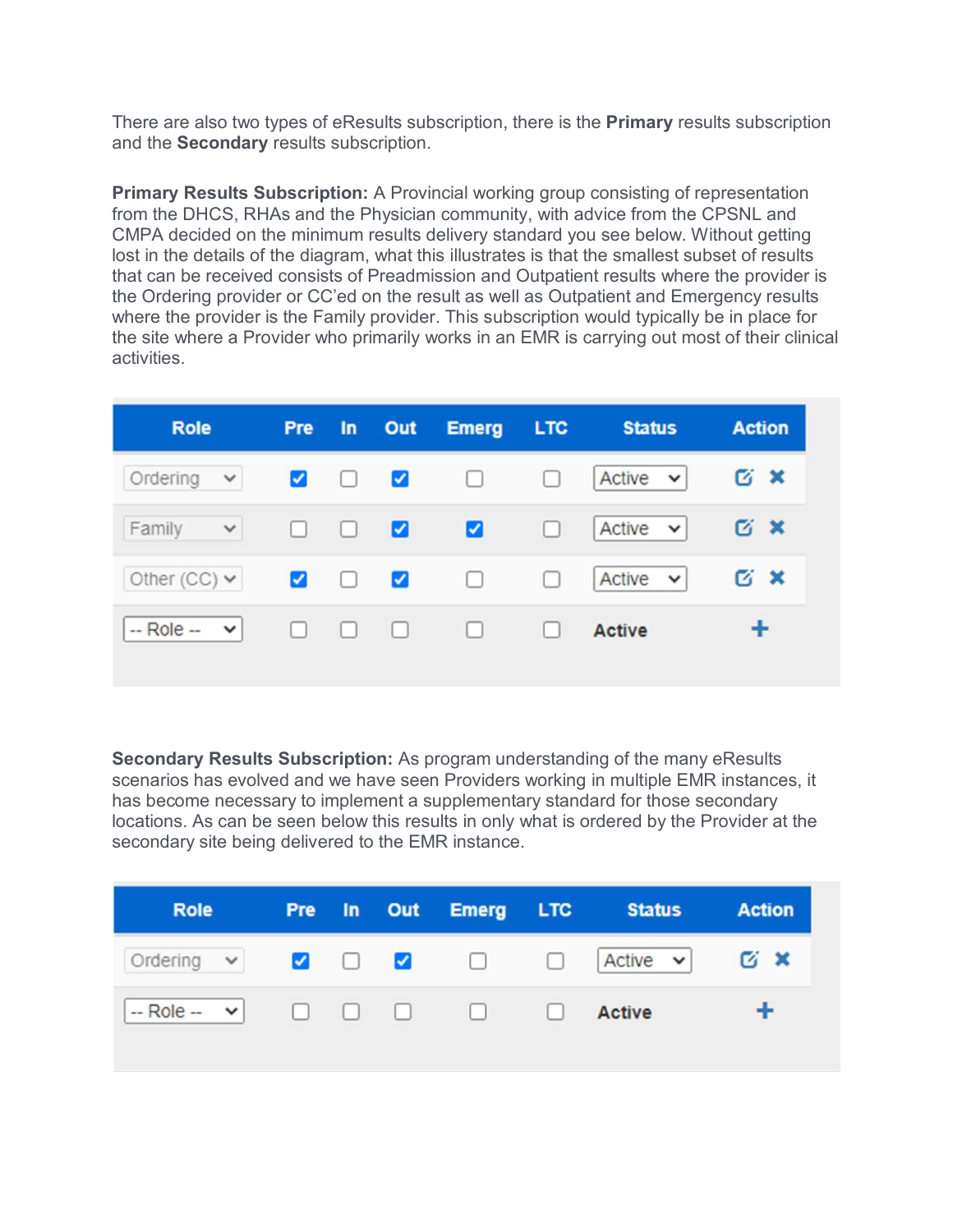There are also two types of eResults subscription, there is the **Primary** results subscription and the **Secondary** results subscription.

**Primary Results Subscription:** A Provincial working group consisting of representation from the DHCS, RHAs and the Physician community, with advice from the CPSNL and CMPA decided on the minimum results delivery standard you see below. Without getting lost in the details of the diagram, what this illustrates is that the smallest subset of results that can be received consists of Preadmission and Outpatient results where the provider is the Ordering provider or CC'ed on the result as well as Outpatient and Emergency results where the provider is the Family provider. This subscription would typically be in place for the site where a Provider who primarily works in an EMR is carrying out most of their clinical activities.

| Role | Pre | In | Out | Emerg | LTC | Status | Action |
|---|---|---|---|---|---|---|---|
| Ordering | ☑ | ☐ | ☑ | ☐ | ☐ | Active | ✎ ✖ |
| Family | ☐ | ☐ | ☑ | ☑ | ☐ | Active | ✎ ✖ |
| Other (CC) | ☑ | ☐ | ☑ | ☐ | ☐ | Active | ✎ ✖ |
| -- Role -- | ☐ | ☐ | ☐ | ☐ | ☐ | Active | + |

**Secondary Results Subscription:** As program understanding of the many eResults scenarios has evolved and we have seen Providers working in multiple EMR instances, it has become necessary to implement a supplementary standard for those secondary locations. As can be seen below this results in only what is ordered by the Provider at the secondary site being delivered to the EMR instance.

| Role | Pre | In | Out | Emerg | LTC | Status | Action |
|---|---|---|---|---|---|---|---|
| Ordering | ☑ | ☐ | ☑ | ☐ | ☐ | Active | ✎ ✖ |
| -- Role -- | ☐ | ☐ | ☐ | ☐ | ☐ | Active | + |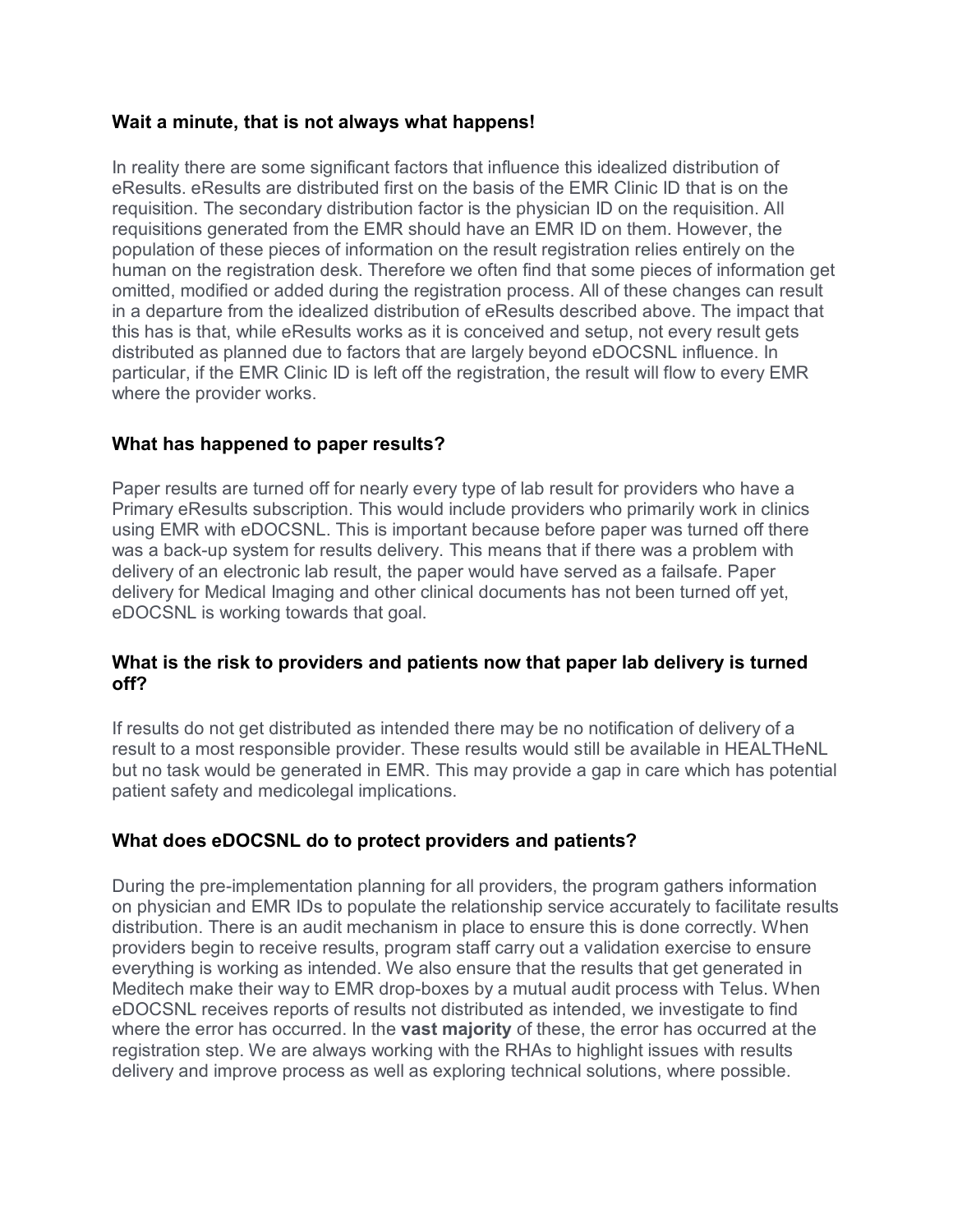### Wait a minute, that is not always what happens!

In reality there are some significant factors that influence this idealized distribution of eResults. eResults are distributed first on the basis of the EMR Clinic ID that is on the requisition. The secondary distribution factor is the physician ID on the requisition. All requisitions generated from the EMR should have an EMR ID on them. However, the population of these pieces of information on the result registration relies entirely on the human on the registration desk. Therefore we often find that some pieces of information get omitted, modified or added during the registration process. All of these changes can result in a departure from the idealized distribution of eResults described above. The impact that this has is that, while eResults works as it is conceived and setup, not every result gets distributed as planned due to factors that are largely beyond eDOCSNL influence. In particular, if the EMR Clinic ID is left off the registration, the result will flow to every EMR where the provider works.

### What has happened to paper results?

Paper results are turned off for nearly every type of lab result for providers who have a Primary eResults subscription. This would include providers who primarily work in clinics using EMR with eDOCSNL. This is important because before paper was turned off there was a back-up system for results delivery. This means that if there was a problem with delivery of an electronic lab result, the paper would have served as a failsafe. Paper delivery for Medical Imaging and other clinical documents has not been turned off yet, eDOCSNL is working towards that goal.

### What is the risk to providers and patients now that paper lab delivery is turned off?

If results do not get distributed as intended there may be no notification of delivery of a result to a most responsible provider. These results would still be available in HEALTHeNL but no task would be generated in EMR. This may provide a gap in care which has potential patient safety and medicolegal implications.

### What does eDOCSNL do to protect providers and patients?

During the pre-implementation planning for all providers, the program gathers information on physician and EMR IDs to populate the relationship service accurately to facilitate results distribution. There is an audit mechanism in place to ensure this is done correctly. When providers begin to receive results, program staff carry out a validation exercise to ensure everything is working as intended. We also ensure that the results that get generated in Meditech make their way to EMR drop-boxes by a mutual audit process with Telus. When eDOCSNL receives reports of results not distributed as intended, we investigate to find where the error has occurred. In the **vast majority** of these, the error has occurred at the registration step. We are always working with the RHAs to highlight issues with results delivery and improve process as well as exploring technical solutions, where possible.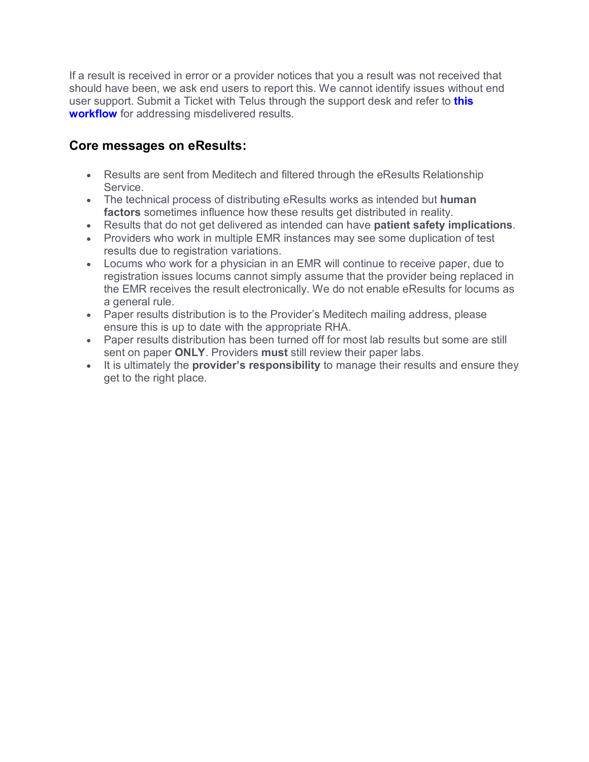If a result is received in error or a provider notices that you a result was not received that should have been, we ask end users to report this. We cannot identify issues without end user support. Submit a Ticket with Telus through the support desk and refer to **this workflow** for addressing misdelivered results.

## Core messages on eResults:

- Results are sent from Meditech and filtered through the eResults Relationship Service.
- The technical process of distributing eResults works as intended but **human factors** sometimes influence how these results get distributed in reality.
- Results that do not get delivered as intended can have **patient safety implications**.
- Providers who work in multiple EMR instances may see some duplication of test results due to registration variations.
- Locums who work for a physician in an EMR will continue to receive paper, due to registration issues locums cannot simply assume that the provider being replaced in the EMR receives the result electronically. We do not enable eResults for locums as a general rule.
- Paper results distribution is to the Provider's Meditech mailing address, please ensure this is up to date with the appropriate RHA.
- Paper results distribution has been turned off for most lab results but some are still sent on paper **ONLY**. Providers **must** still review their paper labs.
- It is ultimately the **provider's responsibility** to manage their results and ensure they get to the right place.